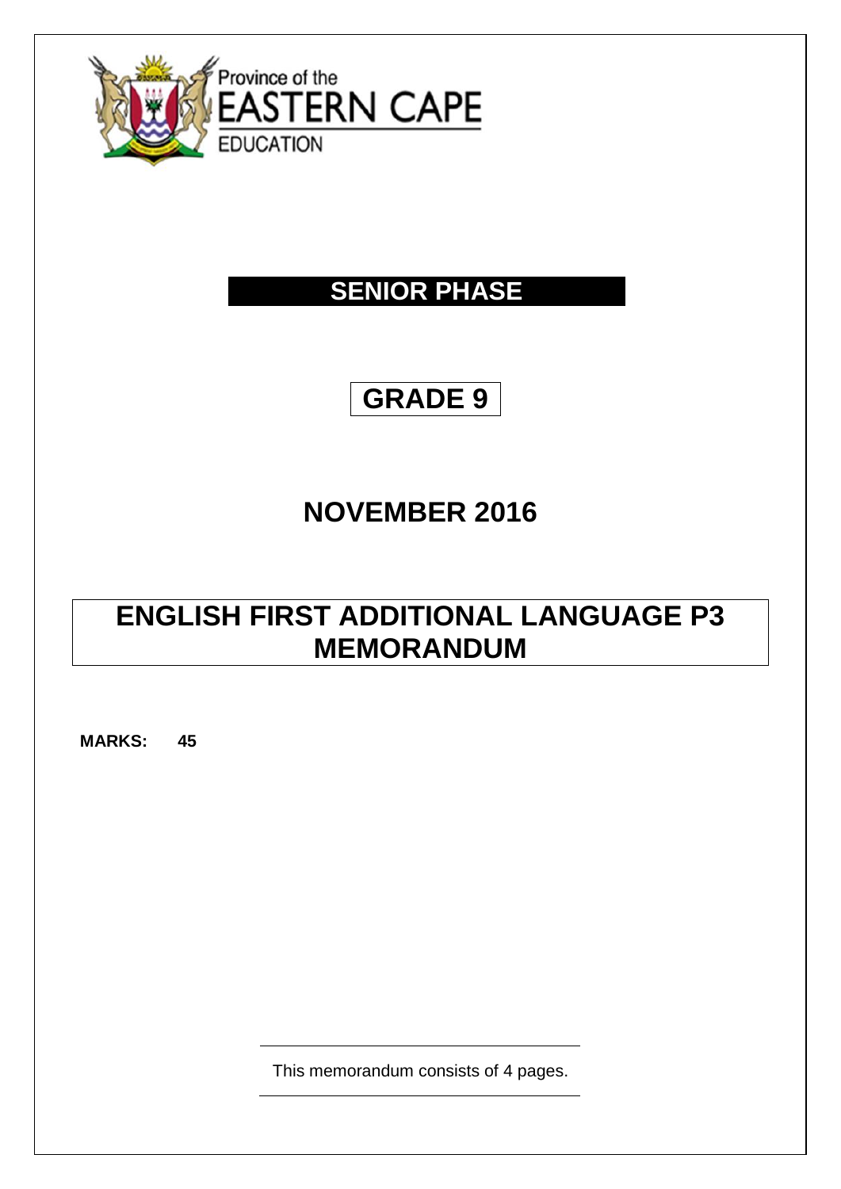Province of the
EASTERN CAPE
EDUCATION

# SENIOR PHASE

# GRADE 9

# NOVEMBER 2016

# ENGLISH FIRST ADDITIONAL LANGUAGE P3 MEMORANDUM

**MARKS: 45**

This memorandum consists of 4 pages.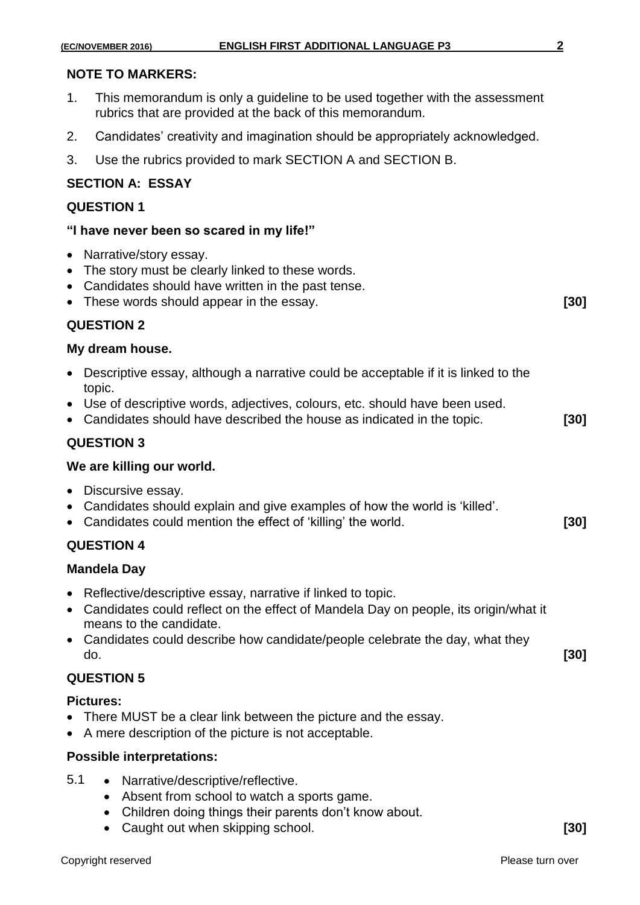**NOTE TO MARKERS:**

1. This memorandum is only a guideline to be used together with the assessment rubrics that are provided at the back of this memorandum.
2. Candidates' creativity and imagination should be appropriately acknowledged.
3. Use the rubrics provided to mark SECTION A and SECTION B.

## SECTION A: ESSAY

### QUESTION 1

**"I have never been so scared in my life!"**

- Narrative/story essay.
- The story must be clearly linked to these words.
- Candidates should have written in the past tense.
- These words should appear in the essay. **[30]**

### QUESTION 2

**My dream house.**

- Descriptive essay, although a narrative could be acceptable if it is linked to the topic.
- Use of descriptive words, adjectives, colours, etc. should have been used.
- Candidates should have described the house as indicated in the topic. **[30]**

### QUESTION 3

**We are killing our world.**

- Discursive essay.
- Candidates should explain and give examples of how the world is 'killed'.
- Candidates could mention the effect of 'killing' the world. **[30]**

### QUESTION 4

**Mandela Day**

- Reflective/descriptive essay, narrative if linked to topic.
- Candidates could reflect on the effect of Mandela Day on people, its origin/what it means to the candidate.
- Candidates could describe how candidate/people celebrate the day, what they do. **[30]**

### QUESTION 5

**Pictures:**

- There MUST be a clear link between the picture and the essay.
- A mere description of the picture is not acceptable.

**Possible interpretations:**

5.1
- Narrative/descriptive/reflective.
- Absent from school to watch a sports game.
- Children doing things their parents don't know about.
- Caught out when skipping school. **[30]**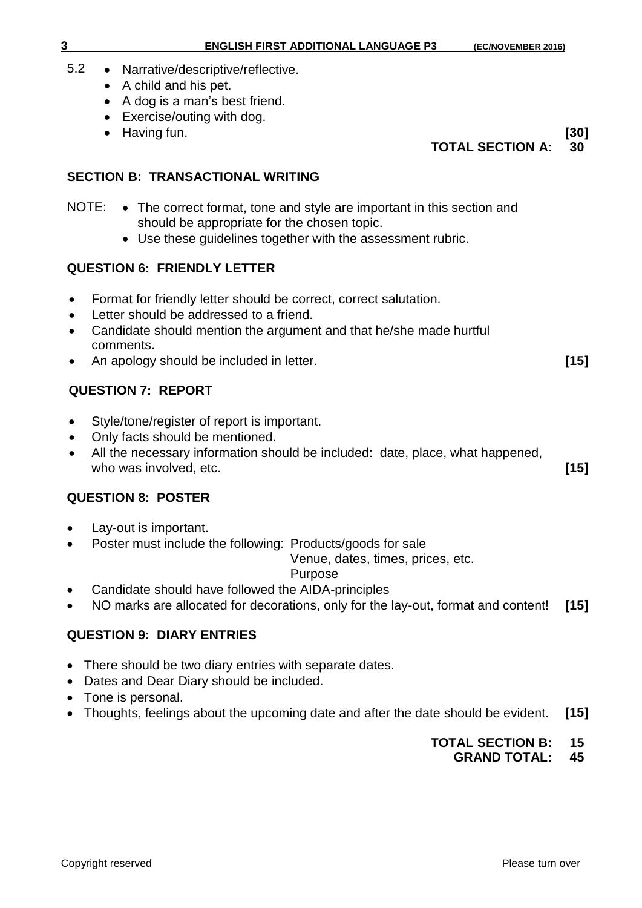5.2
- Narrative/descriptive/reflective.
- A child and his pet.
- A dog is a man's best friend.
- Exercise/outing with dog.
- Having fun. **[30]**

**TOTAL SECTION A: 30**

## SECTION B: TRANSACTIONAL WRITING

NOTE:
- The correct format, tone and style are important in this section and should be appropriate for the chosen topic.
- Use these guidelines together with the assessment rubric.

### QUESTION 6: FRIENDLY LETTER

- Format for friendly letter should be correct, correct salutation.
- Letter should be addressed to a friend.
- Candidate should mention the argument and that he/she made hurtful comments.
- An apology should be included in letter. **[15]**

### QUESTION 7: REPORT

- Style/tone/register of report is important.
- Only facts should be mentioned.
- All the necessary information should be included: date, place, what happened, who was involved, etc. **[15]**

### QUESTION 8: POSTER

- Lay-out is important.
- Poster must include the following: Products/goods for sale
  Venue, dates, times, prices, etc.
  Purpose
- Candidate should have followed the AIDA-principles
- NO marks are allocated for decorations, only for the lay-out, format and content! **[15]**

### QUESTION 9: DIARY ENTRIES

- There should be two diary entries with separate dates.
- Dates and Dear Diary should be included.
- Tone is personal.
- Thoughts, feelings about the upcoming date and after the date should be evident. **[15]**

**TOTAL SECTION B: 15**
**GRAND TOTAL: 45**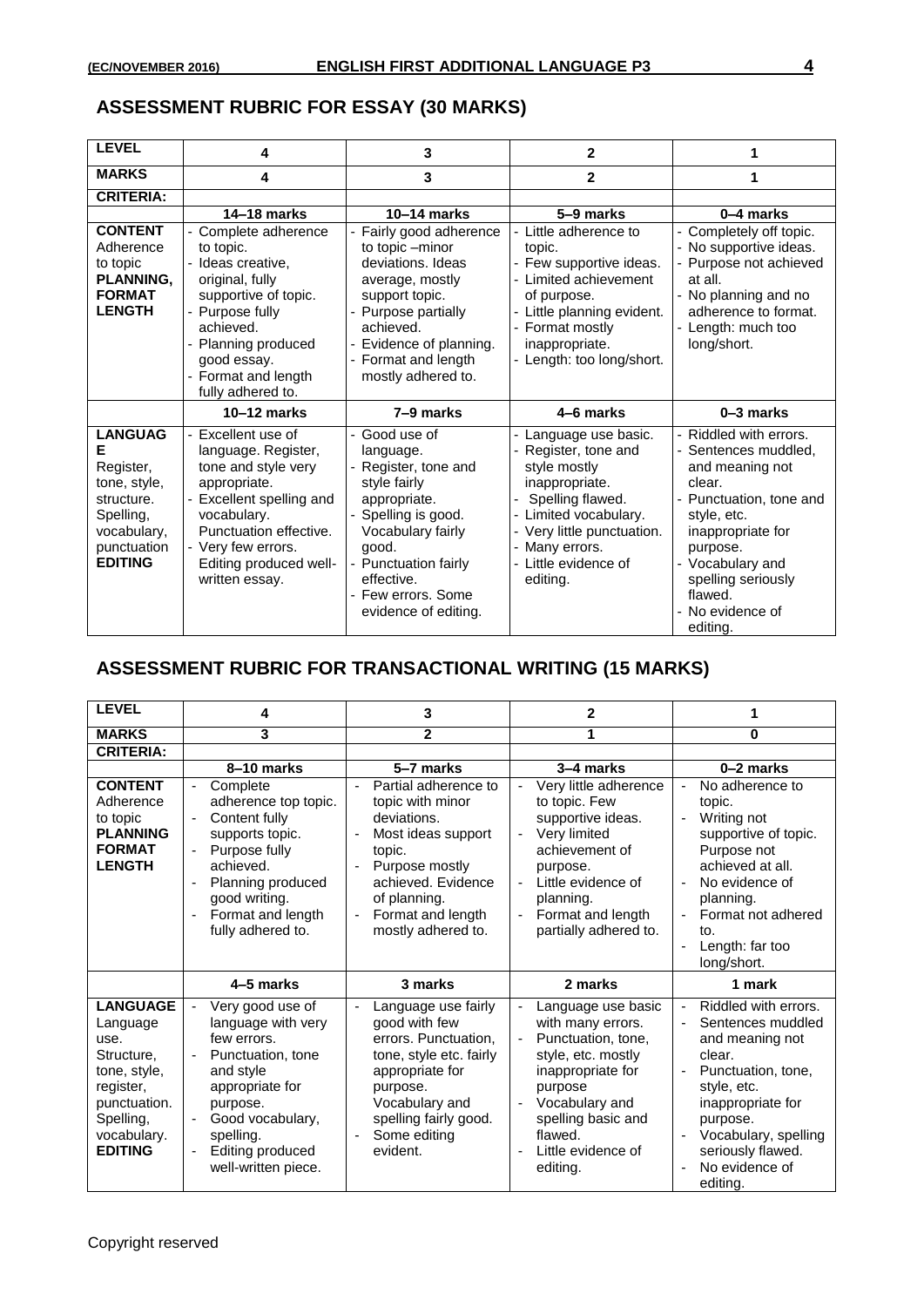## ASSESSMENT RUBRIC FOR ESSAY (30 MARKS)

| LEVEL | 4 | 3 | 2 | 1 |
|---|---|---|---|---|
| **MARKS** | **4** | **3** | **2** | **1** |
| **CRITERIA:** | | | | |
| | **14–18 marks** | **10–14 marks** | **5–9 marks** | **0–4 marks** |
| **CONTENT** Adherence to topic **PLANNING, FORMAT LENGTH** | - Complete adherence to topic.<br>- Ideas creative, original, fully supportive of topic.<br>- Purpose fully achieved.<br>- Planning produced good essay.<br>- Format and length fully adhered to. | - Fairly good adherence to topic –minor deviations. Ideas average, mostly support topic.<br>- Purpose partially achieved.<br>- Evidence of planning.<br>- Format and length mostly adhered to. | - Little adherence to topic.<br>- Few supportive ideas.<br>- Limited achievement of purpose.<br>- Little planning evident.<br>- Format mostly inappropriate.<br>- Length: too long/short. | - Completely off topic.<br>- No supportive ideas.<br>- Purpose not achieved at all.<br>- No planning and no adherence to format.<br>- Length: much too long/short. |
| | **10–12 marks** | **7–9 marks** | **4–6 marks** | **0–3 marks** |
| **LANGUAGE** Register, tone, style, structure. Spelling, vocabulary, punctuation **EDITING** | - Excellent use of language. Register, tone and style very appropriate.<br>- Excellent spelling and vocabulary. Punctuation effective.<br>- Very few errors. Editing produced well-written essay. | - Good use of language.<br>- Register, tone and style fairly appropriate.<br>- Spelling is good. Vocabulary fairly good.<br>- Punctuation fairly effective.<br>- Few errors. Some evidence of editing. | - Language use basic.<br>- Register, tone and style mostly inappropriate.<br>- Spelling flawed.<br>- Limited vocabulary.<br>- Very little punctuation.<br>- Many errors.<br>- Little evidence of editing. | - Riddled with errors.<br>- Sentences muddled, and meaning not clear.<br>- Punctuation, tone and style, etc. inappropriate for purpose.<br>- Vocabulary and spelling seriously flawed.<br>- No evidence of editing. |

## ASSESSMENT RUBRIC FOR TRANSACTIONAL WRITING (15 MARKS)

| LEVEL | 4 | 3 | 2 | 1 |
|---|---|---|---|---|
| **MARKS** | **3** | **2** | **1** | **0** |
| **CRITERIA:** | | | | |
| | **8–10 marks** | **5–7 marks** | **3–4 marks** | **0–2 marks** |
| **CONTENT** Adherence to topic **PLANNING FORMAT LENGTH** | - Complete adherence top topic.<br>- Content fully supports topic.<br>- Purpose fully achieved.<br>- Planning produced good writing.<br>- Format and length fully adhered to. | - Partial adherence to topic with minor deviations.<br>- Most ideas support topic.<br>- Purpose mostly achieved. Evidence of planning.<br>- Format and length mostly adhered to. | - Very little adherence to topic. Few supportive ideas.<br>- Very limited achievement of purpose.<br>- Little evidence of planning.<br>- Format and length partially adhered to. | - No adherence to topic.<br>- Writing not supportive of topic. Purpose not achieved at all.<br>- No evidence of planning.<br>- Format not adhered to.<br>- Length: far too long/short. |
| | **4–5 marks** | **3 marks** | **2 marks** | **1 mark** |
| **LANGUAGE** Language use. Structure, tone, style, register, punctuation. Spelling, vocabulary. **EDITING** | - Very good use of language with very few errors.<br>- Punctuation, tone and style appropriate for purpose.<br>- Good vocabulary, spelling.<br>- Editing produced well-written piece. | - Language use fairly good with few errors. Punctuation, tone, style etc. fairly appropriate for purpose. Vocabulary and spelling fairly good.<br>- Some editing evident. | - Language use basic with many errors.<br>- Punctuation, tone, style, etc. mostly inappropriate for purpose<br>- Vocabulary and spelling basic and flawed.<br>- Little evidence of editing. | - Riddled with errors.<br>- Sentences muddled and meaning not clear.<br>- Punctuation, tone, style, etc. inappropriate for purpose.<br>- Vocabulary, spelling seriously flawed.<br>- No evidence of editing. |